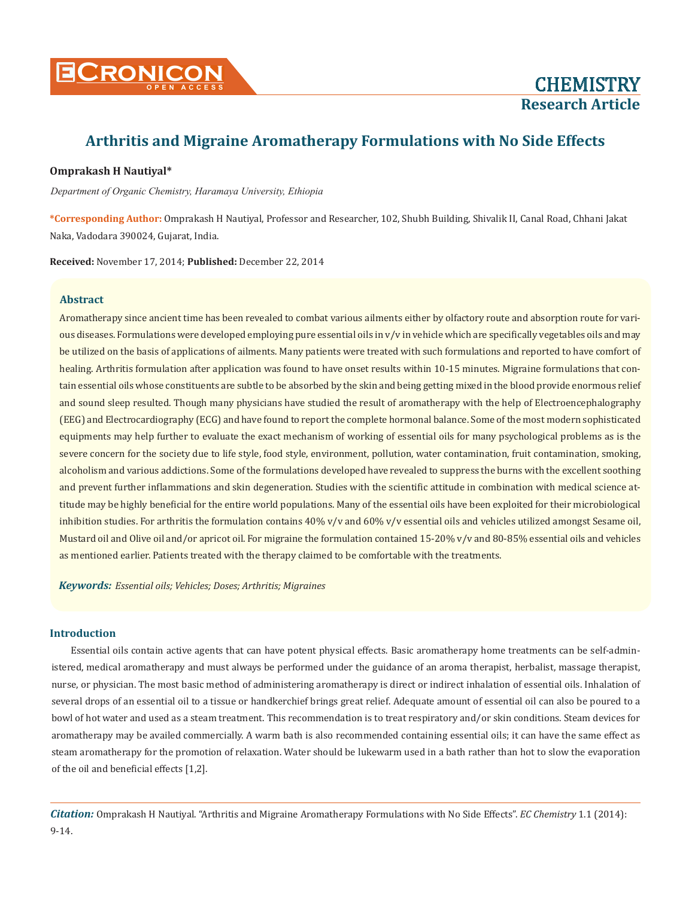# Arthritis and Migraine Aromatherapy Formulations with No Side Effects

**Omprakash H Nautiyal***

*Department of Organic Chemistry, Haramaya University, Ethiopia*

***Corresponding Author:** Omprakash H Nautiyal, Professor and Researcher, 102, Shubh Building, Shivalik II, Canal Road, Chhani Jakat Naka, Vadodara 390024, Gujarat, India.

**Received:** November 17, 2014; **Published:** December 22, 2014

### Abstract

Aromatherapy since ancient time has been revealed to combat various ailments either by olfactory route and absorption route for various diseases. Formulations were developed employing pure essential oils in v/v in vehicle which are specifically vegetables oils and may be utilized on the basis of applications of ailments. Many patients were treated with such formulations and reported to have comfort of healing. Arthritis formulation after application was found to have onset results within 10-15 minutes. Migraine formulations that contain essential oils whose constituents are subtle to be absorbed by the skin and being getting mixed in the blood provide enormous relief and sound sleep resulted. Though many physicians have studied the result of aromatherapy with the help of Electroencephalography (EEG) and Electrocardiography (ECG) and have found to report the complete hormonal balance. Some of the most modern sophisticated equipments may help further to evaluate the exact mechanism of working of essential oils for many psychological problems as is the severe concern for the society due to life style, food style, environment, pollution, water contamination, fruit contamination, smoking, alcoholism and various addictions. Some of the formulations developed have revealed to suppress the burns with the excellent soothing and prevent further inflammations and skin degeneration. Studies with the scientific attitude in combination with medical science attitude may be highly beneficial for the entire world populations. Many of the essential oils have been exploited for their microbiological inhibition studies. For arthritis the formulation contains 40% v/v and 60% v/v essential oils and vehicles utilized amongst Sesame oil, Mustard oil and Olive oil and/or apricot oil. For migraine the formulation contained 15-20% v/v and 80-85% essential oils and vehicles as mentioned earlier. Patients treated with the therapy claimed to be comfortable with the treatments.

***Keywords:*** *Essential oils; Vehicles; Doses; Arthritis; Migraines*

### Introduction

Essential oils contain active agents that can have potent physical effects. Basic aromatherapy home treatments can be self-administered, medical aromatherapy and must always be performed under the guidance of an aroma therapist, herbalist, massage therapist, nurse, or physician. The most basic method of administering aromatherapy is direct or indirect inhalation of essential oils. Inhalation of several drops of an essential oil to a tissue or handkerchief brings great relief. Adequate amount of essential oil can also be poured to a bowl of hot water and used as a steam treatment. This recommendation is to treat respiratory and/or skin conditions. Steam devices for aromatherapy may be availed commercially. A warm bath is also recommended containing essential oils; it can have the same effect as steam aromatherapy for the promotion of relaxation. Water should be lukewarm used in a bath rather than hot to slow the evaporation of the oil and beneficial effects [1,2].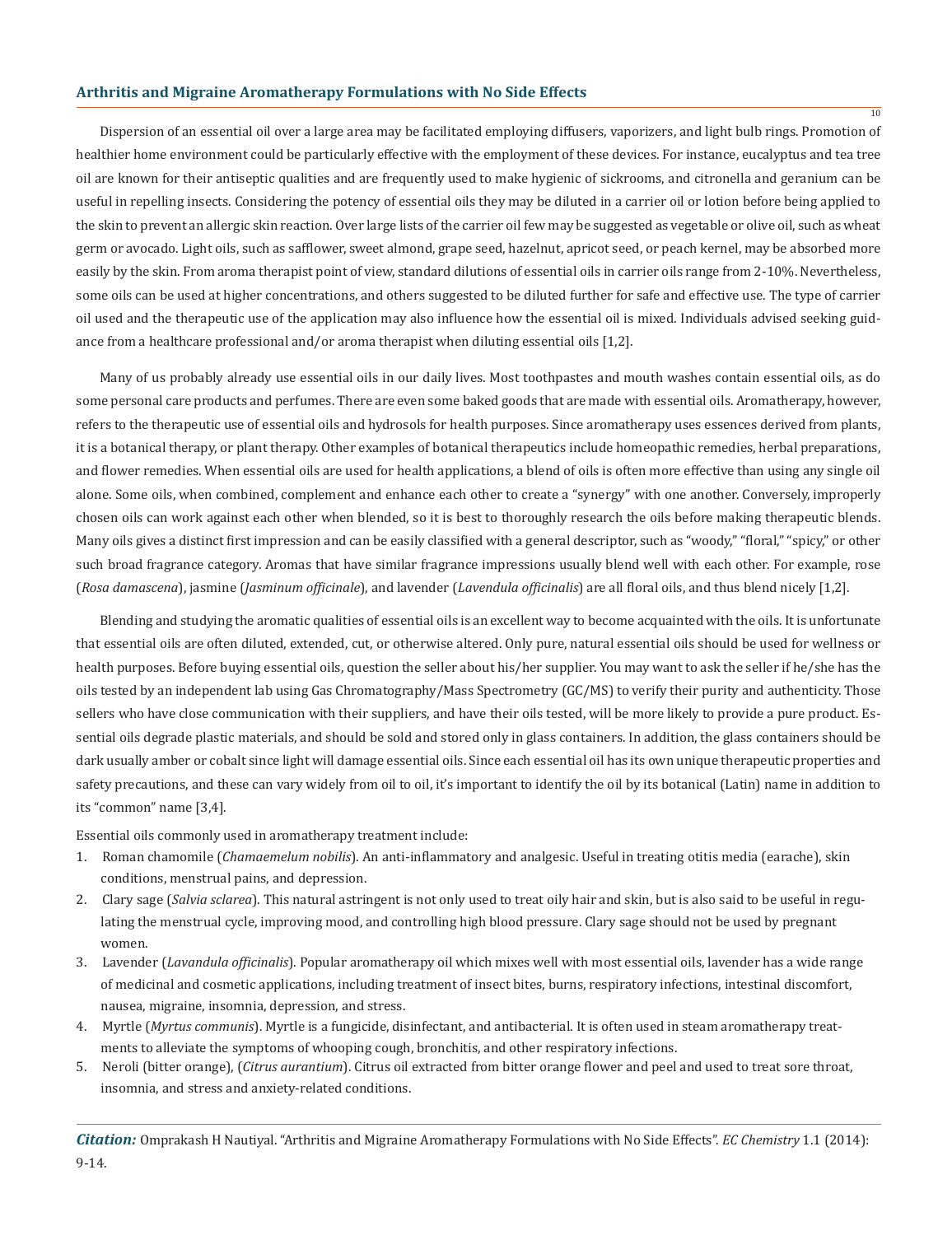Dispersion of an essential oil over a large area may be facilitated employing diffusers, vaporizers, and light bulb rings. Promotion of healthier home environment could be particularly effective with the employment of these devices. For instance, eucalyptus and tea tree oil are known for their antiseptic qualities and are frequently used to make hygienic of sickrooms, and citronella and geranium can be useful in repelling insects. Considering the potency of essential oils they may be diluted in a carrier oil or lotion before being applied to the skin to prevent an allergic skin reaction. Over large lists of the carrier oil few may be suggested as vegetable or olive oil, such as wheat germ or avocado. Light oils, such as safflower, sweet almond, grape seed, hazelnut, apricot seed, or peach kernel, may be absorbed more easily by the skin. From aroma therapist point of view, standard dilutions of essential oils in carrier oils range from 2-10%. Nevertheless, some oils can be used at higher concentrations, and others suggested to be diluted further for safe and effective use. The type of carrier oil used and the therapeutic use of the application may also influence how the essential oil is mixed. Individuals advised seeking guidance from a healthcare professional and/or aroma therapist when diluting essential oils [1,2].

Many of us probably already use essential oils in our daily lives. Most toothpastes and mouth washes contain essential oils, as do some personal care products and perfumes. There are even some baked goods that are made with essential oils. Aromatherapy, however, refers to the therapeutic use of essential oils and hydrosols for health purposes. Since aromatherapy uses essences derived from plants, it is a botanical therapy, or plant therapy. Other examples of botanical therapeutics include homeopathic remedies, herbal preparations, and flower remedies. When essential oils are used for health applications, a blend of oils is often more effective than using any single oil alone. Some oils, when combined, complement and enhance each other to create a "synergy" with one another. Conversely, improperly chosen oils can work against each other when blended, so it is best to thoroughly research the oils before making therapeutic blends. Many oils gives a distinct first impression and can be easily classified with a general descriptor, such as "woody," "floral," "spicy," or other such broad fragrance category. Aromas that have similar fragrance impressions usually blend well with each other. For example, rose (*Rosa damascena*), jasmine (*Jasminum officinale*), and lavender (*Lavendula officinalis*) are all floral oils, and thus blend nicely [1,2].

Blending and studying the aromatic qualities of essential oils is an excellent way to become acquainted with the oils. It is unfortunate that essential oils are often diluted, extended, cut, or otherwise altered. Only pure, natural essential oils should be used for wellness or health purposes. Before buying essential oils, question the seller about his/her supplier. You may want to ask the seller if he/she has the oils tested by an independent lab using Gas Chromatography/Mass Spectrometry (GC/MS) to verify their purity and authenticity. Those sellers who have close communication with their suppliers, and have their oils tested, will be more likely to provide a pure product. Essential oils degrade plastic materials, and should be sold and stored only in glass containers. In addition, the glass containers should be dark usually amber or cobalt since light will damage essential oils. Since each essential oil has its own unique therapeutic properties and safety precautions, and these can vary widely from oil to oil, it's important to identify the oil by its botanical (Latin) name in addition to its "common" name [3,4].

Essential oils commonly used in aromatherapy treatment include:

1. Roman chamomile (*Chamaemelum nobilis*). An anti-inflammatory and analgesic. Useful in treating otitis media (earache), skin conditions, menstrual pains, and depression.
2. Clary sage (*Salvia sclarea*). This natural astringent is not only used to treat oily hair and skin, but is also said to be useful in regulating the menstrual cycle, improving mood, and controlling high blood pressure. Clary sage should not be used by pregnant women.
3. Lavender (*Lavandula officinalis*). Popular aromatherapy oil which mixes well with most essential oils, lavender has a wide range of medicinal and cosmetic applications, including treatment of insect bites, burns, respiratory infections, intestinal discomfort, nausea, migraine, insomnia, depression, and stress.
4. Myrtle (*Myrtus communis*). Myrtle is a fungicide, disinfectant, and antibacterial. It is often used in steam aromatherapy treatments to alleviate the symptoms of whooping cough, bronchitis, and other respiratory infections.
5. Neroli (bitter orange), (*Citrus aurantium*). Citrus oil extracted from bitter orange flower and peel and used to treat sore throat, insomnia, and stress and anxiety-related conditions.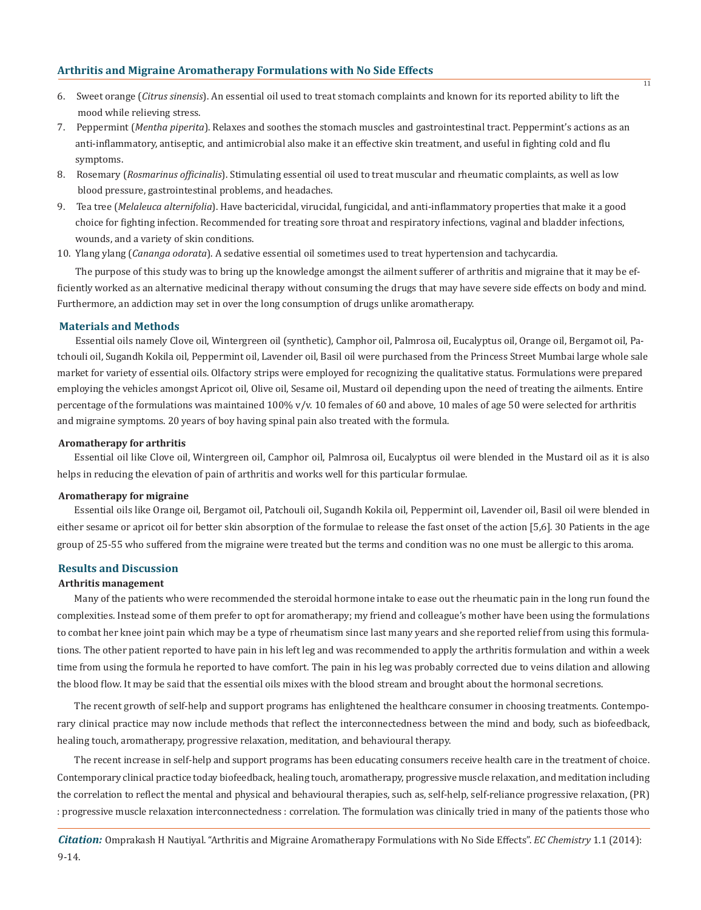6. Sweet orange (*Citrus sinensis*). An essential oil used to treat stomach complaints and known for its reported ability to lift the mood while relieving stress.
7. Peppermint (*Mentha piperita*). Relaxes and soothes the stomach muscles and gastrointestinal tract. Peppermint's actions as an anti-inflammatory, antiseptic, and antimicrobial also make it an effective skin treatment, and useful in fighting cold and flu symptoms.
8. Rosemary (*Rosmarinus officinalis*). Stimulating essential oil used to treat muscular and rheumatic complaints, as well as low blood pressure, gastrointestinal problems, and headaches.
9. Tea tree (*Melaleuca alternifolia*). Have bactericidal, virucidal, fungicidal, and anti-inflammatory properties that make it a good choice for fighting infection. Recommended for treating sore throat and respiratory infections, vaginal and bladder infections, wounds, and a variety of skin conditions.
10. Ylang ylang (*Cananga odorata*). A sedative essential oil sometimes used to treat hypertension and tachycardia.

The purpose of this study was to bring up the knowledge amongst the ailment sufferer of arthritis and migraine that it may be efficiently worked as an alternative medicinal therapy without consuming the drugs that may have severe side effects on body and mind. Furthermore, an addiction may set in over the long consumption of drugs unlike aromatherapy.

## Materials and Methods

Essential oils namely Clove oil, Wintergreen oil (synthetic), Camphor oil, Palmrosa oil, Eucalyptus oil, Orange oil, Bergamot oil, Patchouli oil, Sugandh Kokila oil, Peppermint oil, Lavender oil, Basil oil were purchased from the Princess Street Mumbai large whole sale market for variety of essential oils. Olfactory strips were employed for recognizing the qualitative status. Formulations were prepared employing the vehicles amongst Apricot oil, Olive oil, Sesame oil, Mustard oil depending upon the need of treating the ailments. Entire percentage of the formulations was maintained 100% v/v. 10 females of 60 and above, 10 males of age 50 were selected for arthritis and migraine symptoms. 20 years of boy having spinal pain also treated with the formula.

### Aromatherapy for arthritis

Essential oil like Clove oil, Wintergreen oil, Camphor oil, Palmrosa oil, Eucalyptus oil were blended in the Mustard oil as it is also helps in reducing the elevation of pain of arthritis and works well for this particular formulae.

### Aromatherapy for migraine

Essential oils like Orange oil, Bergamot oil, Patchouli oil, Sugandh Kokila oil, Peppermint oil, Lavender oil, Basil oil were blended in either sesame or apricot oil for better skin absorption of the formulae to release the fast onset of the action [5,6]. 30 Patients in the age group of 25-55 who suffered from the migraine were treated but the terms and condition was no one must be allergic to this aroma.

## Results and Discussion

### Arthritis management

Many of the patients who were recommended the steroidal hormone intake to ease out the rheumatic pain in the long run found the complexities. Instead some of them prefer to opt for aromatherapy; my friend and colleague's mother have been using the formulations to combat her knee joint pain which may be a type of rheumatism since last many years and she reported relief from using this formulations. The other patient reported to have pain in his left leg and was recommended to apply the arthritis formulation and within a week time from using the formula he reported to have comfort. The pain in his leg was probably corrected due to veins dilation and allowing the blood flow. It may be said that the essential oils mixes with the blood stream and brought about the hormonal secretions.

The recent growth of self-help and support programs has enlightened the healthcare consumer in choosing treatments. Contemporary clinical practice may now include methods that reflect the interconnectedness between the mind and body, such as biofeedback, healing touch, aromatherapy, progressive relaxation, meditation, and behavioural therapy.

The recent increase in self-help and support programs has been educating consumers receive health care in the treatment of choice. Contemporary clinical practice today biofeedback, healing touch, aromatherapy, progressive muscle relaxation, and meditation including the correlation to reflect the mental and physical and behavioural therapies, such as, self-help, self-reliance progressive relaxation, (PR) : progressive muscle relaxation interconnectedness : correlation. The formulation was clinically tried in many of the patients those who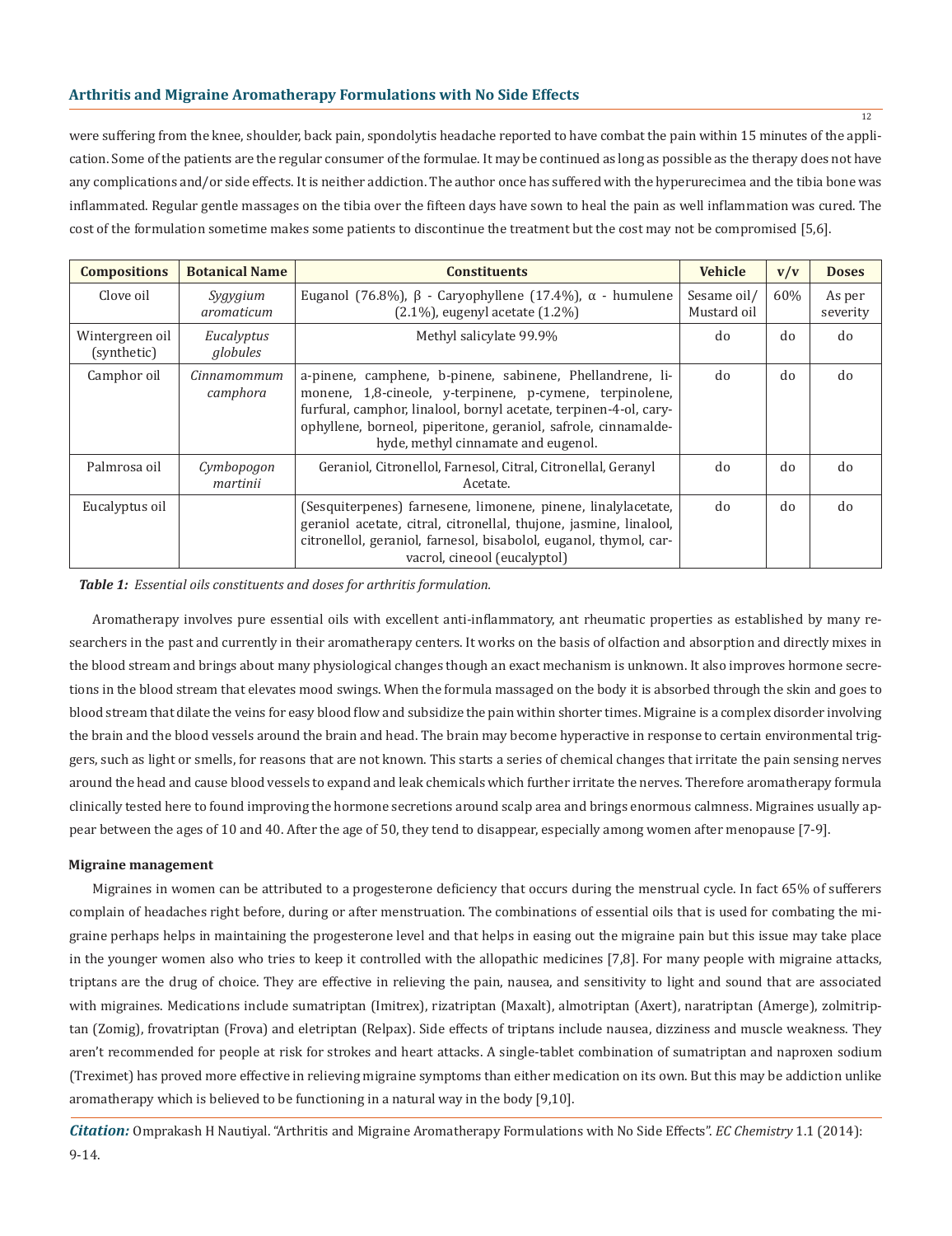were suffering from the knee, shoulder, back pain, spondolytis headache reported to have combat the pain within 15 minutes of the application. Some of the patients are the regular consumer of the formulae. It may be continued as long as possible as the therapy does not have any complications and/or side effects. It is neither addiction. The author once has suffered with the hyperurecimea and the tibia bone was inflammated. Regular gentle massages on the tibia over the fifteen days have sown to heal the pain as well inflammation was cured. The cost of the formulation sometime makes some patients to discontinue the treatment but the cost may not be compromised [5,6].

| Compositions | Botanical Name | Constituents | Vehicle | v/v | Doses |
|---|---|---|---|---|---|
| Clove oil | *Sygygium aromaticum* | Euganol (76.8%), β - Caryophyllene (17.4%), α - humulene (2.1%), eugenyl acetate (1.2%) | Sesame oil/ Mustard oil | 60% | As per severity |
| Wintergreen oil (synthetic) | *Eucalyptus globules* | Methyl salicylate 99.9% | do | do | do |
| Camphor oil | *Cinnamommum camphora* | a-pinene, camphene, b-pinene, sabinene, Phellandrene, limonene, 1,8-cineole, y-terpinene, p-cymene, terpinolene, furfural, camphor, linalool, bornyl acetate, terpinen-4-ol, caryophyllene, borneol, piperitone, geraniol, safrole, cinnamaldehyde, methyl cinnamate and eugenol. | do | do | do |
| Palmrosa oil | *Cymbopogon martinii* | Geraniol, Citronellol, Farnesol, Citral, Citronellal, Geranyl Acetate. | do | do | do |
| Eucalyptus oil | | (Sesquiterpenes) farnesene, limonene, pinene, linalylacetate, geraniol acetate, citral, citronellal, thujone, jasmine, linalool, citronellol, geraniol, farnesol, bisabolol, euganol, thymol, carvacrol, cineool (eucalyptol) | do | do | do |

***Table 1:*** *Essential oils constituents and doses for arthritis formulation.*

Aromatherapy involves pure essential oils with excellent anti-inflammatory, ant rheumatic properties as established by many researchers in the past and currently in their aromatherapy centers. It works on the basis of olfaction and absorption and directly mixes in the blood stream and brings about many physiological changes though an exact mechanism is unknown. It also improves hormone secretions in the blood stream that elevates mood swings. When the formula massaged on the body it is absorbed through the skin and goes to blood stream that dilate the veins for easy blood flow and subsidize the pain within shorter times. Migraine is a complex disorder involving the brain and the blood vessels around the brain and head. The brain may become hyperactive in response to certain environmental triggers, such as light or smells, for reasons that are not known. This starts a series of chemical changes that irritate the pain sensing nerves around the head and cause blood vessels to expand and leak chemicals which further irritate the nerves. Therefore aromatherapy formula clinically tested here to found improving the hormone secretions around scalp area and brings enormous calmness. Migraines usually appear between the ages of 10 and 40. After the age of 50, they tend to disappear, especially among women after menopause [7-9].

**Migraine management**

Migraines in women can be attributed to a progesterone deficiency that occurs during the menstrual cycle. In fact 65% of sufferers complain of headaches right before, during or after menstruation. The combinations of essential oils that is used for combating the migraine perhaps helps in maintaining the progesterone level and that helps in easing out the migraine pain but this issue may take place in the younger women also who tries to keep it controlled with the allopathic medicines [7,8]. For many people with migraine attacks, triptans are the drug of choice. They are effective in relieving the pain, nausea, and sensitivity to light and sound that are associated with migraines. Medications include sumatriptan (Imitrex), rizatriptan (Maxalt), almotriptan (Axert), naratriptan (Amerge), zolmitriptan (Zomig), frovatriptan (Frova) and eletriptan (Relpax). Side effects of triptans include nausea, dizziness and muscle weakness. They aren't recommended for people at risk for strokes and heart attacks. A single-tablet combination of sumatriptan and naproxen sodium (Treximet) has proved more effective in relieving migraine symptoms than either medication on its own. But this may be addiction unlike aromatherapy which is believed to be functioning in a natural way in the body [9,10].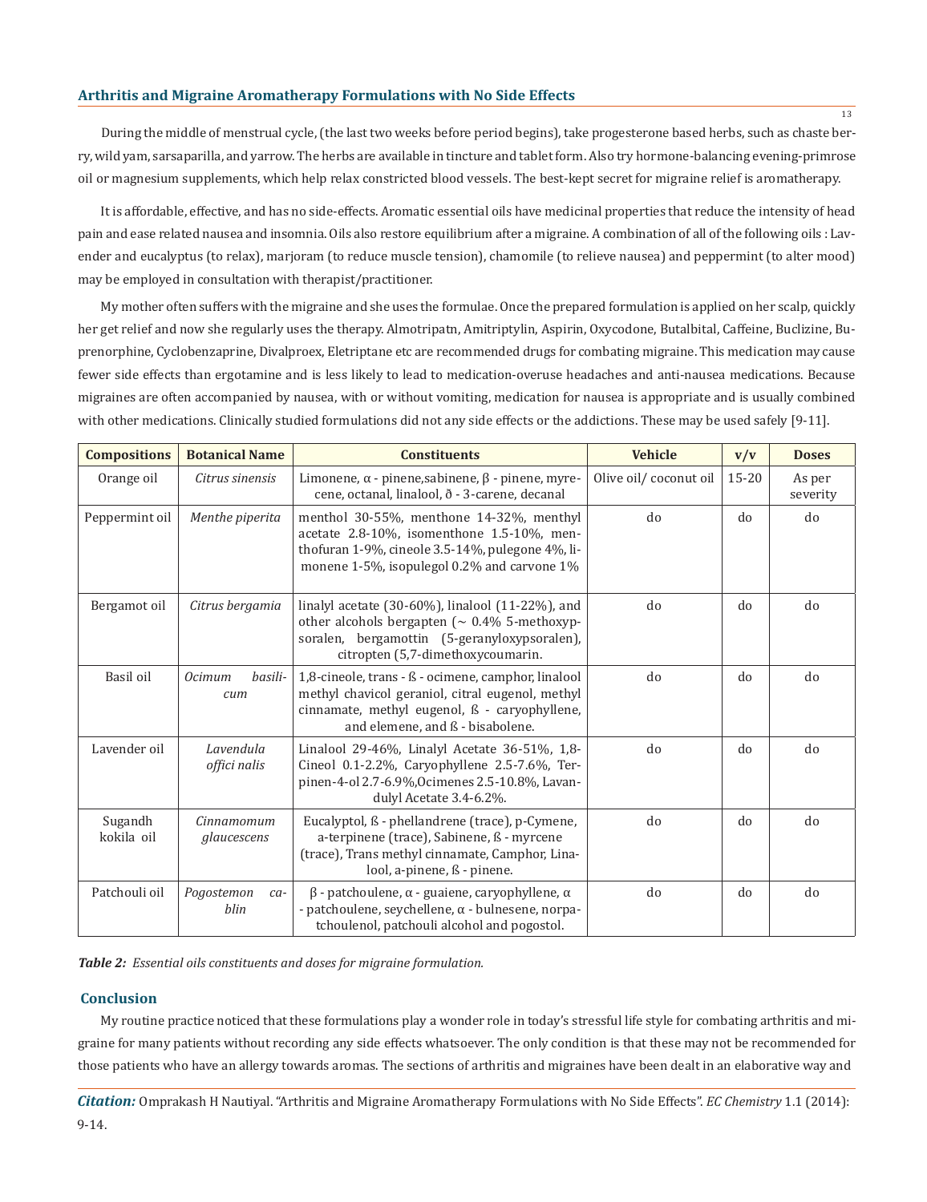During the middle of menstrual cycle, (the last two weeks before period begins), take progesterone based herbs, such as chaste berry, wild yam, sarsaparilla, and yarrow. The herbs are available in tincture and tablet form. Also try hormone-balancing evening-primrose oil or magnesium supplements, which help relax constricted blood vessels. The best-kept secret for migraine relief is aromatherapy.

It is affordable, effective, and has no side-effects. Aromatic essential oils have medicinal properties that reduce the intensity of head pain and ease related nausea and insomnia. Oils also restore equilibrium after a migraine. A combination of all of the following oils : Lavender and eucalyptus (to relax), marjoram (to reduce muscle tension), chamomile (to relieve nausea) and peppermint (to alter mood) may be employed in consultation with therapist/practitioner.

My mother often suffers with the migraine and she uses the formulae. Once the prepared formulation is applied on her scalp, quickly her get relief and now she regularly uses the therapy. Almotripatn, Amitriptylin, Aspirin, Oxycodone, Butalbital, Caffeine, Buclizine, Buprenorphine, Cyclobenzaprine, Divalproex, Eletriptane etc are recommended drugs for combating migraine. This medication may cause fewer side effects than ergotamine and is less likely to lead to medication-overuse headaches and anti-nausea medications. Because migraines are often accompanied by nausea, with or without vomiting, medication for nausea is appropriate and is usually combined with other medications. Clinically studied formulations did not any side effects or the addictions. These may be used safely [9-11].

| Compositions | Botanical Name | Constituents | Vehicle | v/v | Doses |
|---|---|---|---|---|---|
| Orange oil | *Citrus sinensis* | Limonene, α - pinene,sabinene, β - pinene, myrecene, octanal, linalool, ð - 3-carene, decanal | Olive oil/ coconut oil | 15-20 | As per severity |
| Peppermint oil | *Menthe piperita* | menthol 30-55%, menthone 14-32%, menthyl acetate 2.8-10%, isomenthone 1.5-10%, menthofuran 1-9%, cineole 3.5-14%, pulegone 4%, limonene 1-5%, isopulegol 0.2% and carvone 1% | do | do | do |
| Bergamot oil | *Citrus bergamia* | linalyl acetate (30-60%), linalool (11-22%), and other alcohols bergapten (~ 0.4% 5-methoxypsoralen, bergamottin (5-geranyloxypsoralen), citropten (5,7-dimethoxycoumarin. | do | do | do |
| Basil oil | *Ocimum basilicum* | 1,8-cineole, trans - ß - ocimene, camphor, linalool methyl chavicol geraniol, citral eugenol, methyl cinnamate, methyl eugenol, ß - caryophyllene, and elemene, and ß - bisabolene. | do | do | do |
| Lavender oil | *Lavendula offici nalis* | Linalool 29-46%, Linalyl Acetate 36-51%, 1,8-Cineol 0.1-2.2%, Caryophyllene 2.5-7.6%, Terpinen-4-ol 2.7-6.9%,Ocimenes 2.5-10.8%, Lavandulyl Acetate 3.4-6.2%. | do | do | do |
| Sugandh kokila oil | *Cinnamomum glaucescens* | Eucalyptol, ß - phellandrene (trace), p-Cymene, a-terpinene (trace), Sabinene, ß - myrcene (trace), Trans methyl cinnamate, Camphor, Linalool, a-pinene, ß - pinene. | do | do | do |
| Patchouli oil | *Pogostemon cablin* | β - patchoulene, α - guaiene, caryophyllene, α - patchoulene, seychellene, α - bulnesene, norpatchoulenol, patchouli alcohol and pogostol. | do | do | do |

***Table 2:*** *Essential oils constituents and doses for migraine formulation.*

## Conclusion

My routine practice noticed that these formulations play a wonder role in today's stressful life style for combating arthritis and migraine for many patients without recording any side effects whatsoever. The only condition is that these may not be recommended for those patients who have an allergy towards aromas. The sections of arthritis and migraines have been dealt in an elaborative way and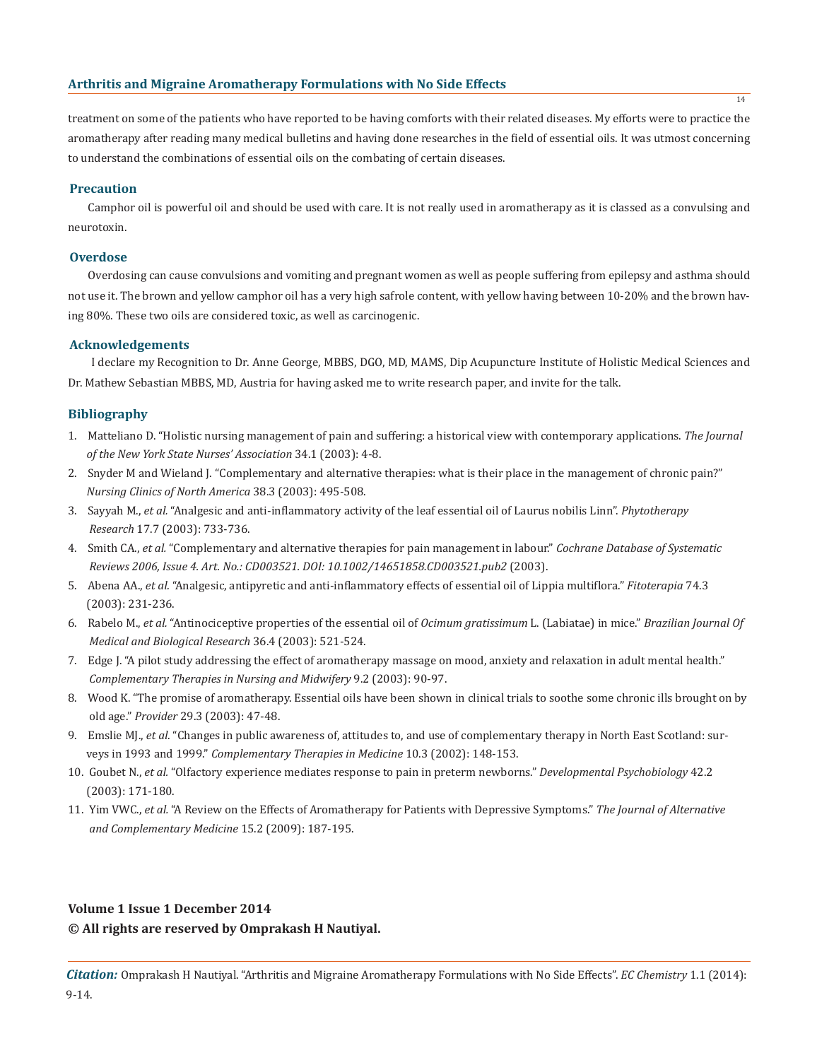treatment on some of the patients who have reported to be having comforts with their related diseases. My efforts were to practice the aromatherapy after reading many medical bulletins and having done researches in the field of essential oils. It was utmost concerning to understand the combinations of essential oils on the combating of certain diseases.

## Precaution

Camphor oil is powerful oil and should be used with care. It is not really used in aromatherapy as it is classed as a convulsing and neurotoxin.

## Overdose

Overdosing can cause convulsions and vomiting and pregnant women as well as people suffering from epilepsy and asthma should not use it. The brown and yellow camphor oil has a very high safrole content, with yellow having between 10-20% and the brown having 80%. These two oils are considered toxic, as well as carcinogenic.

## Acknowledgements

I declare my Recognition to Dr. Anne George, MBBS, DGO, MD, MAMS, Dip Acupuncture Institute of Holistic Medical Sciences and Dr. Mathew Sebastian MBBS, MD, Austria for having asked me to write research paper, and invite for the talk.

## Bibliography

1. Matteliano D. "Holistic nursing management of pain and suffering: a historical view with contemporary applications. *The Journal of the New York State Nurses' Association* 34.1 (2003): 4-8.
2. Snyder M and Wieland J. "Complementary and alternative therapies: what is their place in the management of chronic pain?" *Nursing Clinics of North America* 38.3 (2003): 495-508.
3. Sayyah M., *et al.* "Analgesic and anti-inflammatory activity of the leaf essential oil of Laurus nobilis Linn". *Phytotherapy Research* 17.7 (2003): 733-736.
4. Smith CA., *et al.* "Complementary and alternative therapies for pain management in labour." *Cochrane Database of Systematic Reviews 2006, Issue 4. Art. No.: CD003521. DOI: 10.1002/14651858.CD003521.pub2* (2003).
5. Abena AA., *et al.* "Analgesic, antipyretic and anti-inflammatory effects of essential oil of Lippia multiflora." *Fitoterapia* 74.3 (2003): 231-236.
6. Rabelo M., *et al.* "Antinociceptive properties of the essential oil of *Ocimum gratissimum* L. (Labiatae) in mice." *Brazilian Journal Of Medical and Biological Research* 36.4 (2003): 521-524.
7. Edge J. "A pilot study addressing the effect of aromatherapy massage on mood, anxiety and relaxation in adult mental health." *Complementary Therapies in Nursing and Midwifery* 9.2 (2003): 90-97.
8. Wood K. "The promise of aromatherapy. Essential oils have been shown in clinical trials to soothe some chronic ills brought on by old age." *Provider* 29.3 (2003): 47-48.
9. Emslie MJ., *et al.* "Changes in public awareness of, attitudes to, and use of complementary therapy in North East Scotland: surveys in 1993 and 1999." *Complementary Therapies in Medicine* 10.3 (2002): 148-153.
10. Goubet N., *et al.* "Olfactory experience mediates response to pain in preterm newborns." *Developmental Psychobiology* 42.2 (2003): 171-180.
11. Yim VWC., *et al.* "A Review on the Effects of Aromatherapy for Patients with Depressive Symptoms." *The Journal of Alternative and Complementary Medicine* 15.2 (2009): 187-195.

**Volume 1 Issue 1 December 2014**
**© All rights are reserved by Omprakash H Nautiyal.**